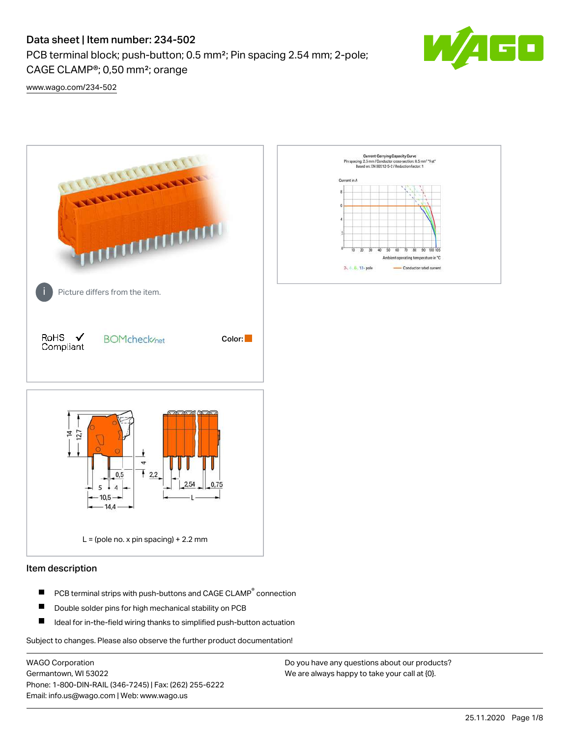# Data sheet | Item number: 234-502

PCB terminal block; push-button; 0.5 mm²; Pin spacing 2.54 mm; 2-pole; CAGE CLAMP®; 0,50 mm²; orange

www.wago.com/234-502

Picture differs from the item.

RoHS Compliant ✓

BOMcheck.net

Color:

L = (pole no. x pin spacing) + 2.2 mm

## Item description

- PCB terminal strips with push-buttons and CAGE CLAMP® connection
- Double solder pins for high mechanical stability on PCB
- Ideal for in-the-field wiring thanks to simplified push-button actuation

Subject to changes. Please also observe the further product documentation!

WAGO Corporation
Germantown, WI 53022
Phone: 1-800-DIN-RAIL (346-7245) | Fax: (262) 255-6222
Email: info.us@wago.com | Web: www.wago.us

Do you have any questions about our products?
We are always happy to take your call at {0}.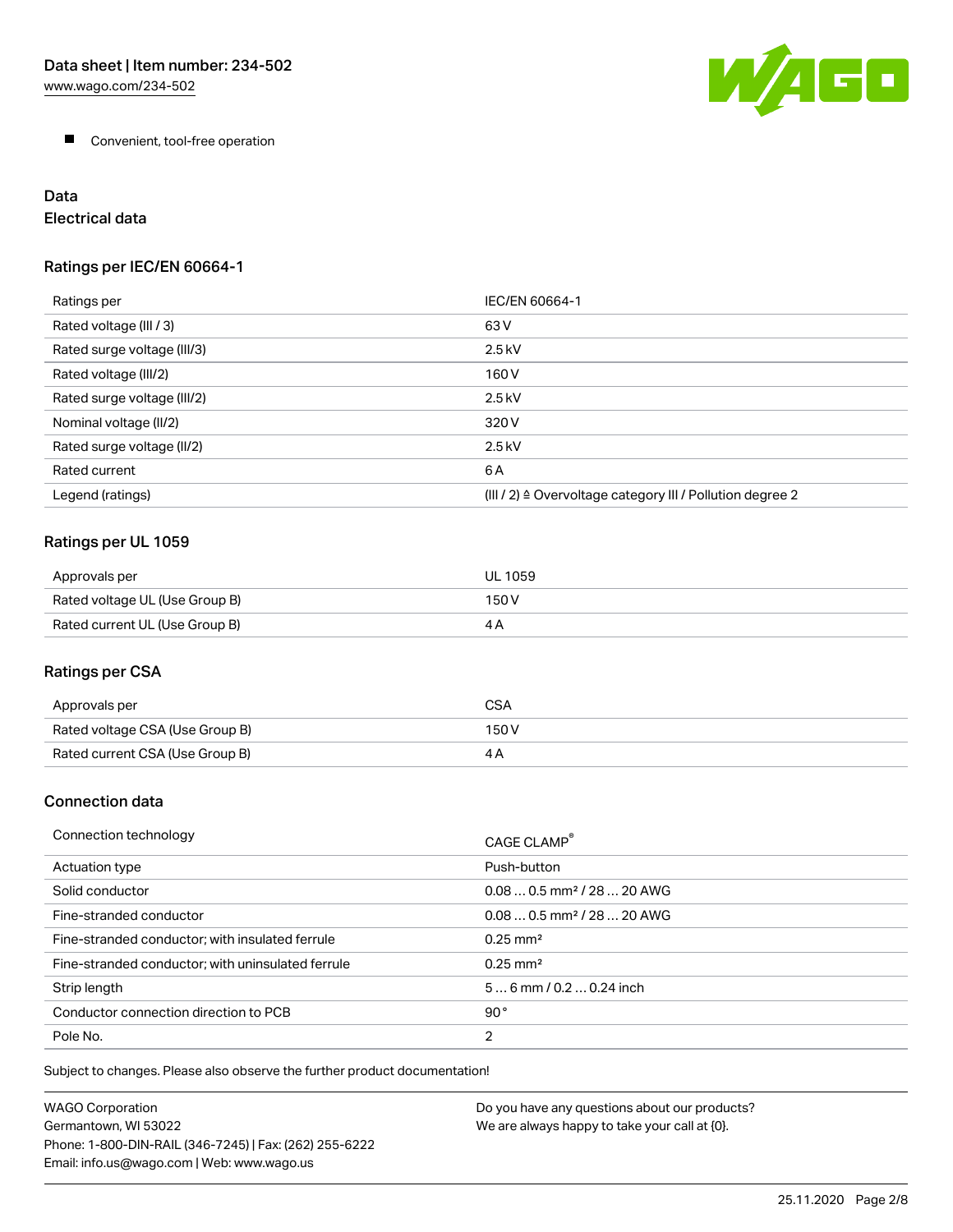- Convenient, tool-free operation

## Data

### Electrical data

#### Ratings per IEC/EN 60664-1

| Ratings per | IEC/EN 60664-1 |
|---|---|
| Rated voltage (III / 3) | 63 V |
| Rated surge voltage (III/3) | 2.5 kV |
| Rated voltage (III/2) | 160 V |
| Rated surge voltage (III/2) | 2.5 kV |
| Nominal voltage (II/2) | 320 V |
| Rated surge voltage (II/2) | 2.5 kV |
| Rated current | 6 A |
| Legend (ratings) | (III / 2) ≙ Overvoltage category III / Pollution degree 2 |

#### Ratings per UL 1059

| Approvals per | UL 1059 |
|---|---|
| Rated voltage UL (Use Group B) | 150 V |
| Rated current UL (Use Group B) | 4 A |

#### Ratings per CSA

| Approvals per | CSA |
|---|---|
| Rated voltage CSA (Use Group B) | 150 V |
| Rated current CSA (Use Group B) | 4 A |

### Connection data

| Connection technology | CAGE CLAMP® |
|---|---|
| Actuation type | Push-button |
| Solid conductor | 0.08 … 0.5 mm² / 28 … 20 AWG |
| Fine-stranded conductor | 0.08 … 0.5 mm² / 28 … 20 AWG |
| Fine-stranded conductor; with insulated ferrule | 0.25 mm² |
| Fine-stranded conductor; with uninsulated ferrule | 0.25 mm² |
| Strip length | 5 … 6 mm / 0.2 … 0.24 inch |
| Conductor connection direction to PCB | 90 ° |
| Pole No. | 2 |

Subject to changes. Please also observe the further product documentation!

WAGO Corporation
Germantown, WI 53022
Phone: 1-800-DIN-RAIL (346-7245) | Fax: (262) 255-6222
Email: info.us@wago.com | Web: www.wago.us

Do you have any questions about our products?
We are always happy to take your call at {0}.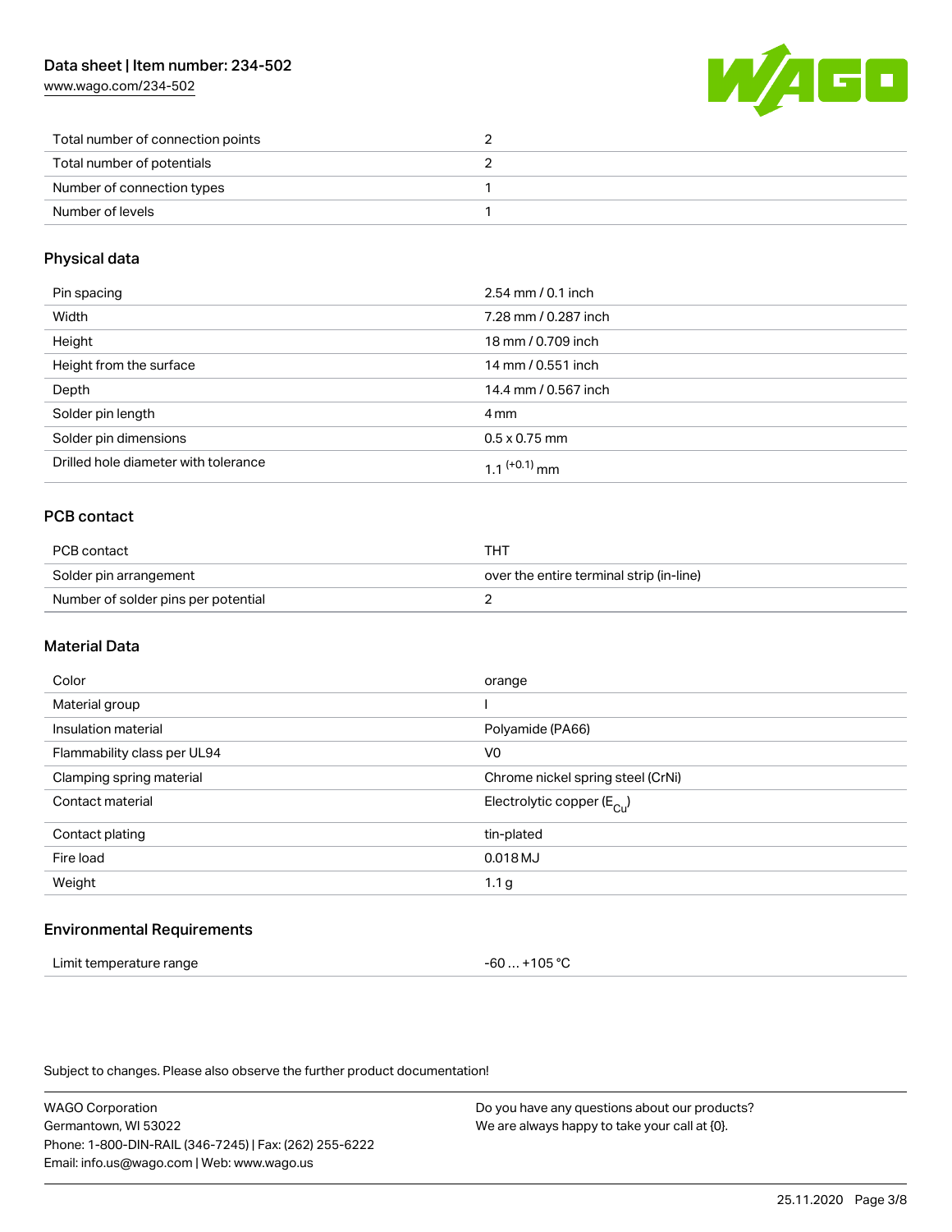| | |
|---|---|
| Total number of connection points | 2 |
| Total number of potentials | 2 |
| Number of connection types | 1 |
| Number of levels | 1 |

## Physical data

| | |
|---|---|
| Pin spacing | 2.54 mm / 0.1 inch |
| Width | 7.28 mm / 0.287 inch |
| Height | 18 mm / 0.709 inch |
| Height from the surface | 14 mm / 0.551 inch |
| Depth | 14.4 mm / 0.567 inch |
| Solder pin length | 4 mm |
| Solder pin dimensions | 0.5 x 0.75 mm |
| Drilled hole diameter with tolerance | $1.1^{(+0.1)}$ mm |

## PCB contact

| | |
|---|---|
| PCB contact | THT |
| Solder pin arrangement | over the entire terminal strip (in-line) |
| Number of solder pins per potential | 2 |

## Material Data

| | |
|---|---|
| Color | orange |
| Material group | I |
| Insulation material | Polyamide (PA66) |
| Flammability class per UL94 | V0 |
| Clamping spring material | Chrome nickel spring steel (CrNi) |
| Contact material | Electrolytic copper ($E_{Cu}$) |
| Contact plating | tin-plated |
| Fire load | 0.018 MJ |
| Weight | 1.1 g |

## Environmental Requirements

| | |
|---|---|
| Limit temperature range | -60 … +105 °C |

Subject to changes. Please also observe the further product documentation!

WAGO Corporation
Germantown, WI 53022
Phone: 1-800-DIN-RAIL (346-7245) | Fax: (262) 255-6222
Email: info.us@wago.com | Web: www.wago.us

Do you have any questions about our products?
We are always happy to take your call at {0}.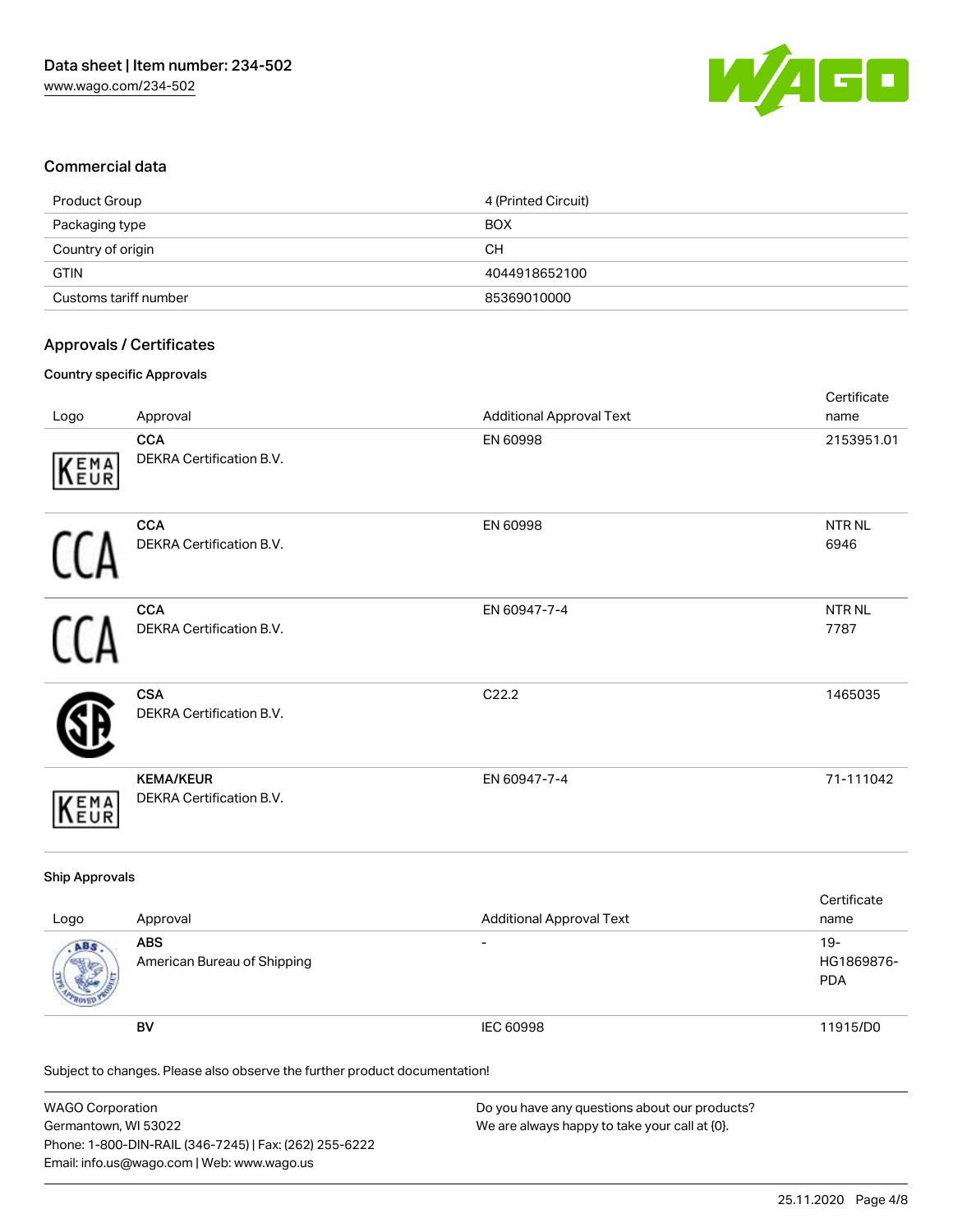## Commercial data

| | |
|---|---|
| Product Group | 4 (Printed Circuit) |
| Packaging type | BOX |
| Country of origin | CH |
| GTIN | 4044918652100 |
| Customs tariff number | 85369010000 |

## Approvals / Certificates

### Country specific Approvals

| Logo | Approval | Additional Approval Text | Certificate name |
|---|---|---|---|
| | **CCA** DEKRA Certification B.V. | EN 60998 | 2153951.01 |
| | **CCA** DEKRA Certification B.V. | EN 60998 | NTR NL 6946 |
| | **CCA** DEKRA Certification B.V. | EN 60947-7-4 | NTR NL 7787 |
| | **CSA** DEKRA Certification B.V. | C22.2 | 1465035 |
| | **KEMA/KEUR** DEKRA Certification B.V. | EN 60947-7-4 | 71-111042 |

### Ship Approvals

| Logo | Approval | Additional Approval Text | Certificate name |
|---|---|---|---|
| | **ABS** American Bureau of Shipping | - | 19-HG1869876-PDA |
| | **BV** | IEC 60998 | 11915/D0 |

Subject to changes. Please also observe the further product documentation!

WAGO Corporation
Germantown, WI 53022
Phone: 1-800-DIN-RAIL (346-7245) | Fax: (262) 255-6222
Email: info.us@wago.com | Web: www.wago.us

Do you have any questions about our products?
We are always happy to take your call at {0}.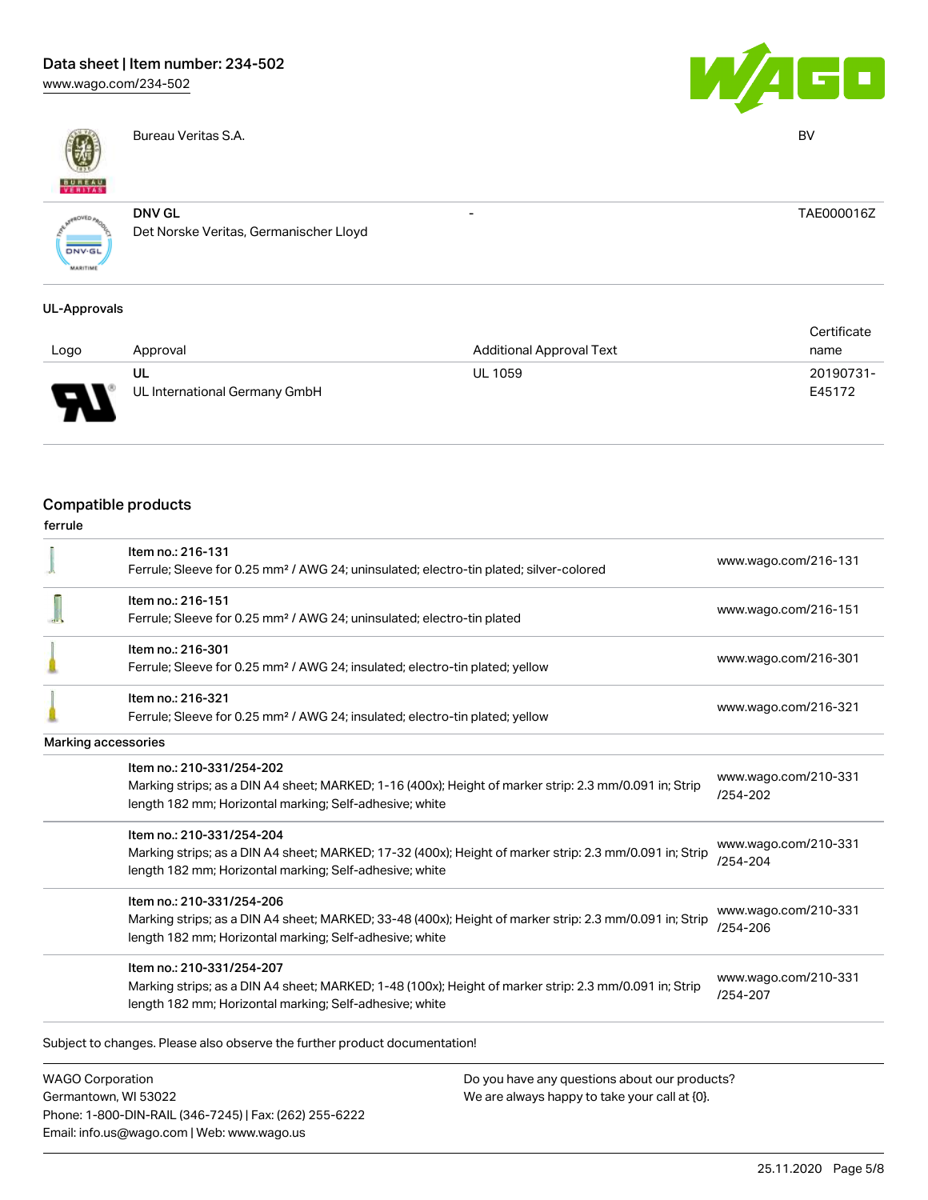| Logo | Approval | Additional Approval Text | Certificate name |
| --- | --- | --- | --- |
| | Bureau Veritas S.A. | | BV |
| | DNV GL<br>Det Norske Veritas, Germanischer Lloyd | - | TAE000016Z |

UL-Approvals

| Logo | Approval | Additional Approval Text | Certificate name |
| --- | --- | --- | --- |
| | UL<br>UL International Germany GmbH | UL 1059 | 20190731-E45172 |

## Compatible products

ferrule

| | | |
| --- | --- | --- |
| | Item no.: 216-131<br>Ferrule; Sleeve for 0.25 mm² / AWG 24; uninsulated; electro-tin plated; silver-colored | www.wago.com/216-131 |
| | Item no.: 216-151<br>Ferrule; Sleeve for 0.25 mm² / AWG 24; uninsulated; electro-tin plated | www.wago.com/216-151 |
| | Item no.: 216-301<br>Ferrule; Sleeve for 0.25 mm² / AWG 24; insulated; electro-tin plated; yellow | www.wago.com/216-301 |
| | Item no.: 216-321<br>Ferrule; Sleeve for 0.25 mm² / AWG 24; insulated; electro-tin plated; yellow | www.wago.com/216-321 |

Marking accessories

| | | |
| --- | --- | --- |
| | Item no.: 210-331/254-202<br>Marking strips; as a DIN A4 sheet; MARKED; 1-16 (400x); Height of marker strip: 2.3 mm/0.091 in; Strip length 182 mm; Horizontal marking; Self-adhesive; white | www.wago.com/210-331/254-202 |
| | Item no.: 210-331/254-204<br>Marking strips; as a DIN A4 sheet; MARKED; 17-32 (400x); Height of marker strip: 2.3 mm/0.091 in; Strip length 182 mm; Horizontal marking; Self-adhesive; white | www.wago.com/210-331/254-204 |
| | Item no.: 210-331/254-206<br>Marking strips; as a DIN A4 sheet; MARKED; 33-48 (400x); Height of marker strip: 2.3 mm/0.091 in; Strip length 182 mm; Horizontal marking; Self-adhesive; white | www.wago.com/210-331/254-206 |
| | Item no.: 210-331/254-207<br>Marking strips; as a DIN A4 sheet; MARKED; 1-48 (100x); Height of marker strip: 2.3 mm/0.091 in; Strip length 182 mm; Horizontal marking; Self-adhesive; white | www.wago.com/210-331/254-207 |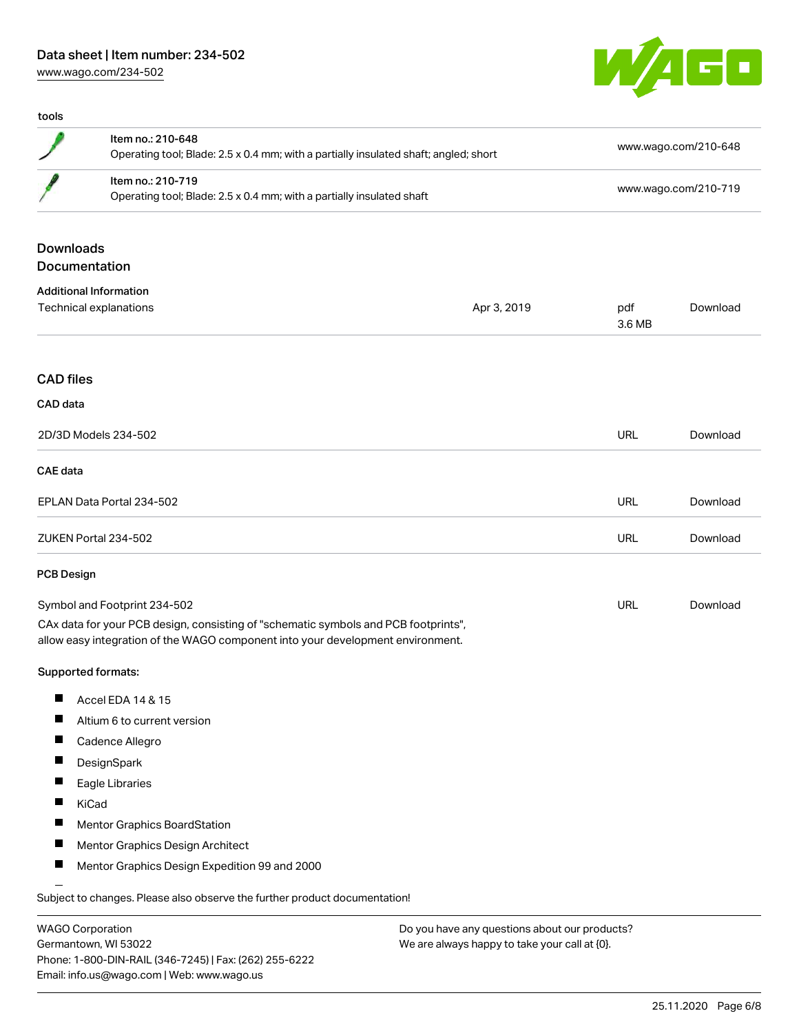tools

| | | |
|---|---|---|
| | Item no.: 210-648<br>Operating tool; Blade: 2.5 x 0.4 mm; with a partially insulated shaft; angled; short | www.wago.com/210-648 |
| | Item no.: 210-719<br>Operating tool; Blade: 2.5 x 0.4 mm; with a partially insulated shaft | www.wago.com/210-719 |

## Downloads
## Documentation

### Additional Information

| | | | |
|---|---|---|---|
| Technical explanations | Apr 3, 2019 | pdf<br>3.6 MB | Download |

## CAD files

### CAD data

| | | |
|---|---|---|
| 2D/3D Models 234-502 | URL | Download |

### CAE data

| | | |
|---|---|---|
| EPLAN Data Portal 234-502 | URL | Download |
| ZUKEN Portal 234-502 | URL | Download |

### PCB Design

| | | |
|---|---|---|
| Symbol and Footprint 234-502 | URL | Download |

CAx data for your PCB design, consisting of "schematic symbols and PCB footprints", allow easy integration of the WAGO component into your development environment.

**Supported formats:**

- Accel EDA 14 & 15
- Altium 6 to current version
- Cadence Allegro
- DesignSpark
- Eagle Libraries
- KiCad
- Mentor Graphics BoardStation
- Mentor Graphics Design Architect
- Mentor Graphics Design Expedition 99 and 2000

Subject to changes. Please also observe the further product documentation!

WAGO Corporation
Germantown, WI 53022
Phone: 1-800-DIN-RAIL (346-7245) | Fax: (262) 255-6222
Email: info.us@wago.com | Web: www.wago.us

Do you have any questions about our products?
We are always happy to take your call at {0}.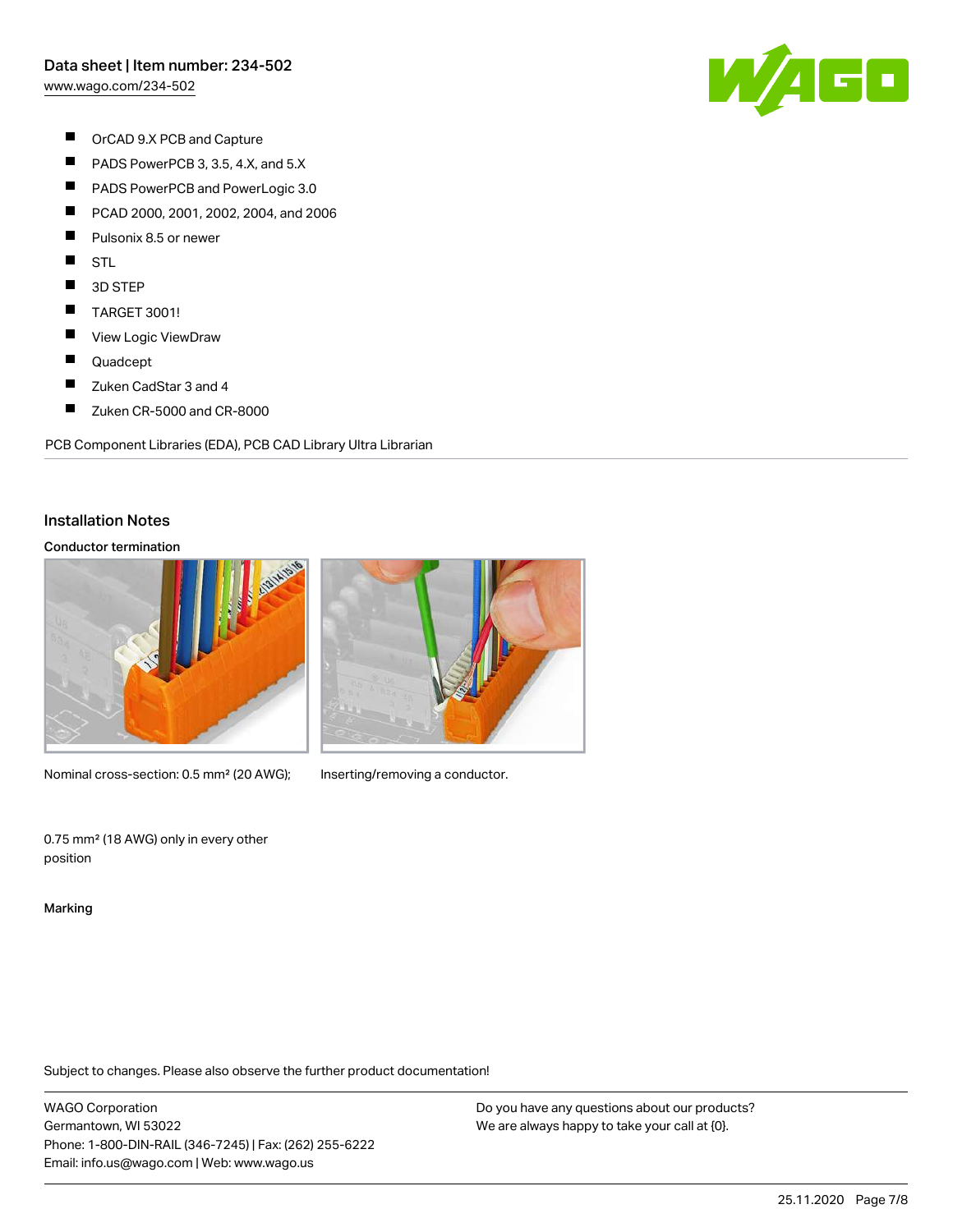- OrCAD 9.X PCB and Capture
- PADS PowerPCB 3, 3.5, 4.X, and 5.X
- PADS PowerPCB and PowerLogic 3.0
- PCAD 2000, 2001, 2002, 2004, and 2006
- Pulsonix 8.5 or newer
- STL
- 3D STEP
- TARGET 3001!
- View Logic ViewDraw
- Quadcept
- Zuken CadStar 3 and 4
- Zuken CR-5000 and CR-8000

PCB Component Libraries (EDA), PCB CAD Library Ultra Librarian

## Installation Notes

### Conductor termination

Nominal cross-section: 0.5 mm² (20 AWG);

0.75 mm² (18 AWG) only in every other position

Inserting/removing a conductor.

### Marking

Subject to changes. Please also observe the further product documentation!

WAGO Corporation
Germantown, WI 53022
Phone: 1-800-DIN-RAIL (346-7245) | Fax: (262) 255-6222
Email: info.us@wago.com | Web: www.wago.us

Do you have any questions about our products?
We are always happy to take your call at {0}.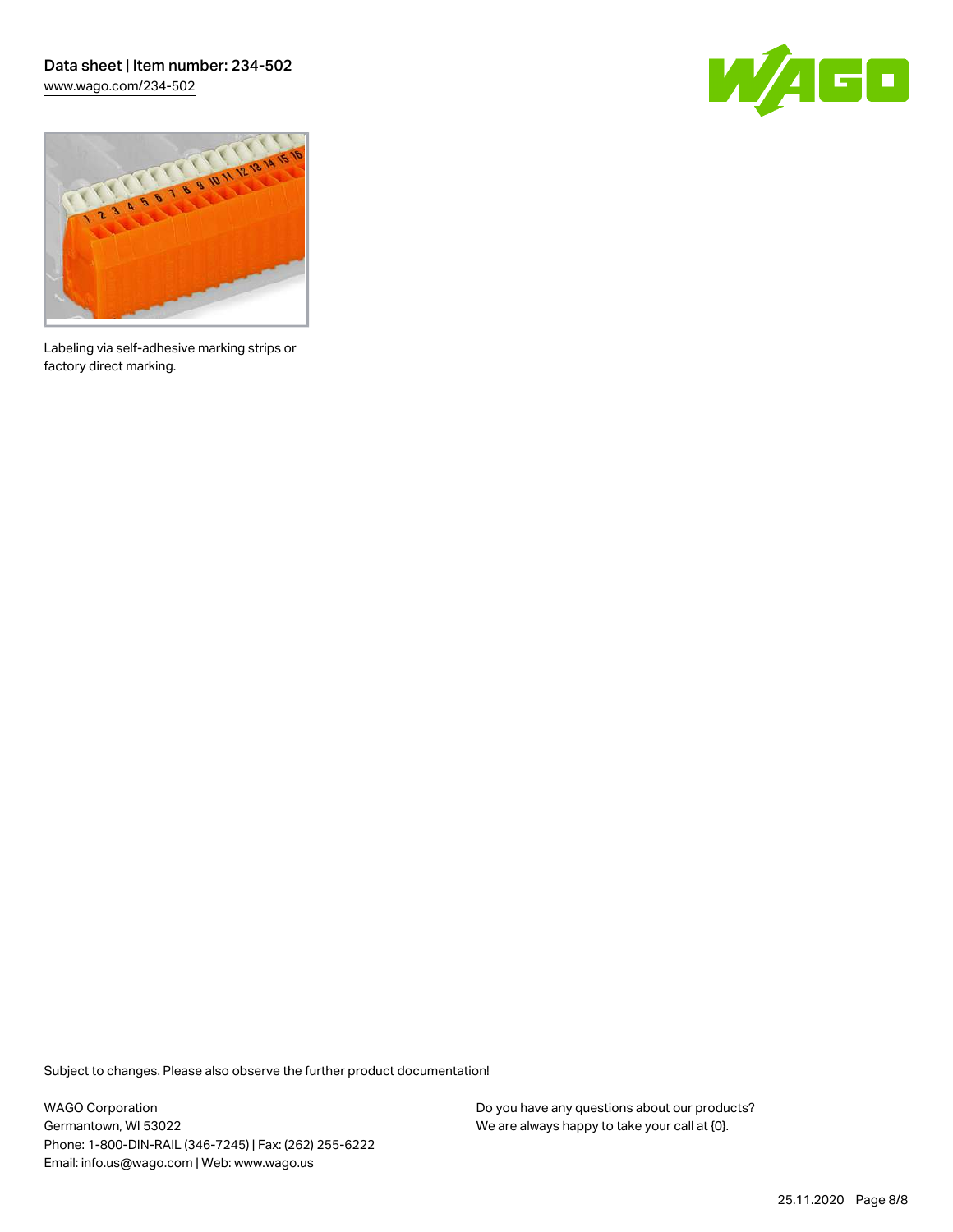Labeling via self-adhesive marking strips or factory direct marking.

Subject to changes. Please also observe the further product documentation!

WAGO Corporation
Germantown, WI 53022
Phone: 1-800-DIN-RAIL (346-7245) | Fax: (262) 255-6222
Email: info.us@wago.com | Web: www.wago.us

Do you have any questions about our products?
We are always happy to take your call at {0}.